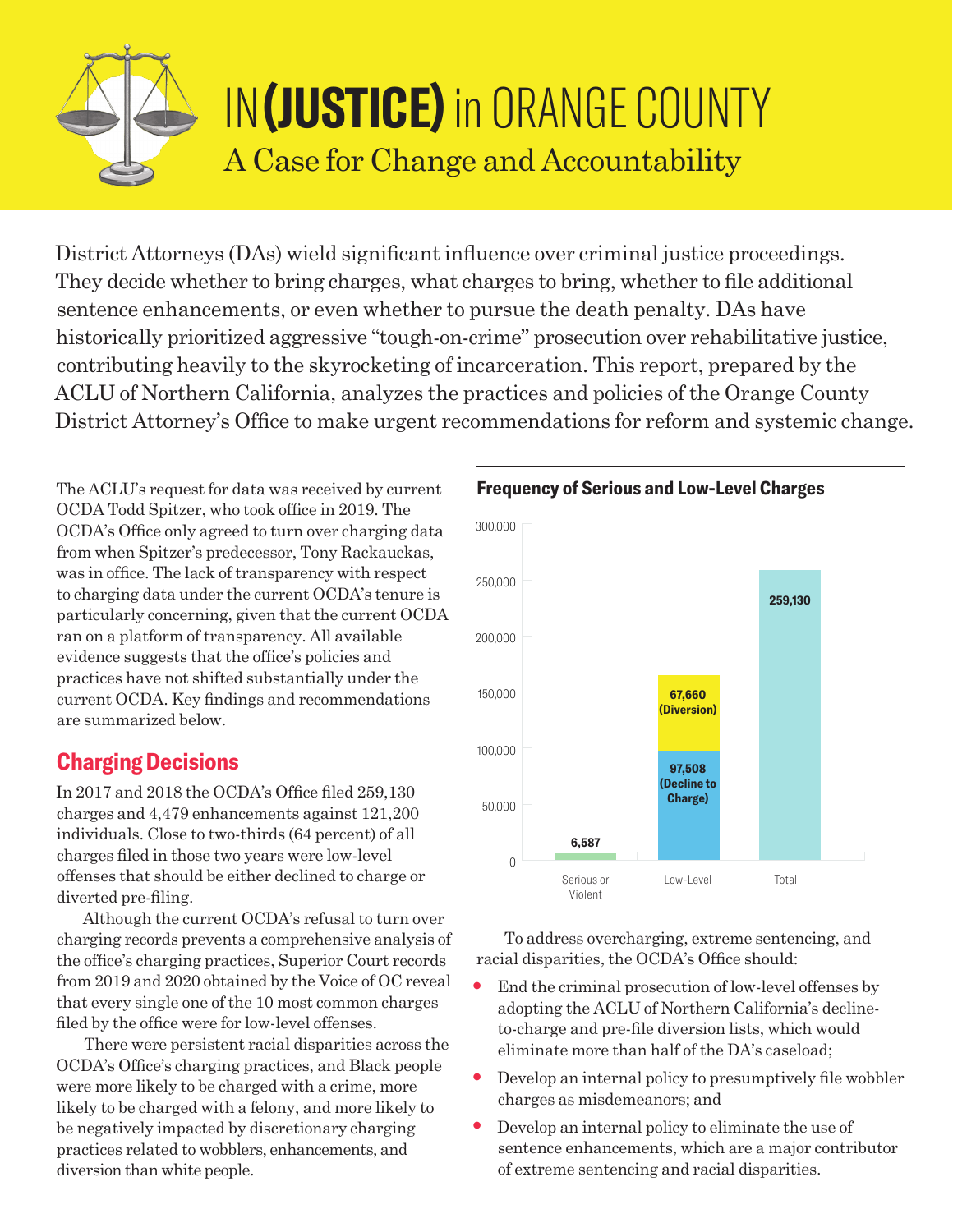# IN(JUSTICE) in ORANGE COUNTY

## A Case for Change and Accountability

District Attorneys (DAs) wield significant influence over criminal justice proceedings. They decide whether to bring charges, what charges to bring, whether to file additional sentence enhancements, or even whether to pursue the death penalty. DAs have historically prioritized aggressive "tough-on-crime" prosecution over rehabilitative justice, contributing heavily to the skyrocketing of incarceration. This report, prepared by the ACLU of Northern California, analyzes the practices and policies of the Orange County District Attorney's Office to make urgent recommendations for reform and systemic change.

The ACLU's request for data was received by current OCDA Todd Spitzer, who took office in 2019. The OCDA's Office only agreed to turn over charging data from when Spitzer's predecessor, Tony Rackauckas, was in office. The lack of transparency with respect to charging data under the current OCDA's tenure is particularly concerning, given that the current OCDA ran on a platform of transparency. All available evidence suggests that the office's policies and practices have not shifted substantially under the current OCDA. Key findings and recommendations are summarized below.

## Charging Decisions

In 2017 and 2018 the OCDA's Office filed 259,130 charges and 4,479 enhancements against 121,200 individuals. Close to two-thirds (64 percent) of all charges filed in those two years were low-level offenses that should be either declined to charge or diverted pre-filing.

Although the current OCDA's refusal to turn over charging records prevents a comprehensive analysis of the office's charging practices, Superior Court records from 2019 and 2020 obtained by the Voice of OC reveal that every single one of the 10 most common charges filed by the office were for low-level offenses.

There were persistent racial disparities across the OCDA's Office's charging practices, and Black people were more likely to be charged with a crime, more likely to be charged with a felony, and more likely to be negatively impacted by discretionary charging practices related to wobblers, enhancements, and diversion than white people.

**Frequency of Serious and Low-Level Charges**

| Category | Charges |
|---|---|
| Serious or Violent | 6,587 |
| Low-Level: Decline to Charge | 97,508 |
| Low-Level: Diversion | 67,660 |
| Total | 259,130 |

To address overcharging, extreme sentencing, and racial disparities, the OCDA's Office should:

- End the criminal prosecution of low-level offenses by adopting the ACLU of Northern California's decline-to-charge and pre-file diversion lists, which would eliminate more than half of the DA's caseload;
- Develop an internal policy to presumptively file wobbler charges as misdemeanors; and
- Develop an internal policy to eliminate the use of sentence enhancements, which are a major contributor of extreme sentencing and racial disparities.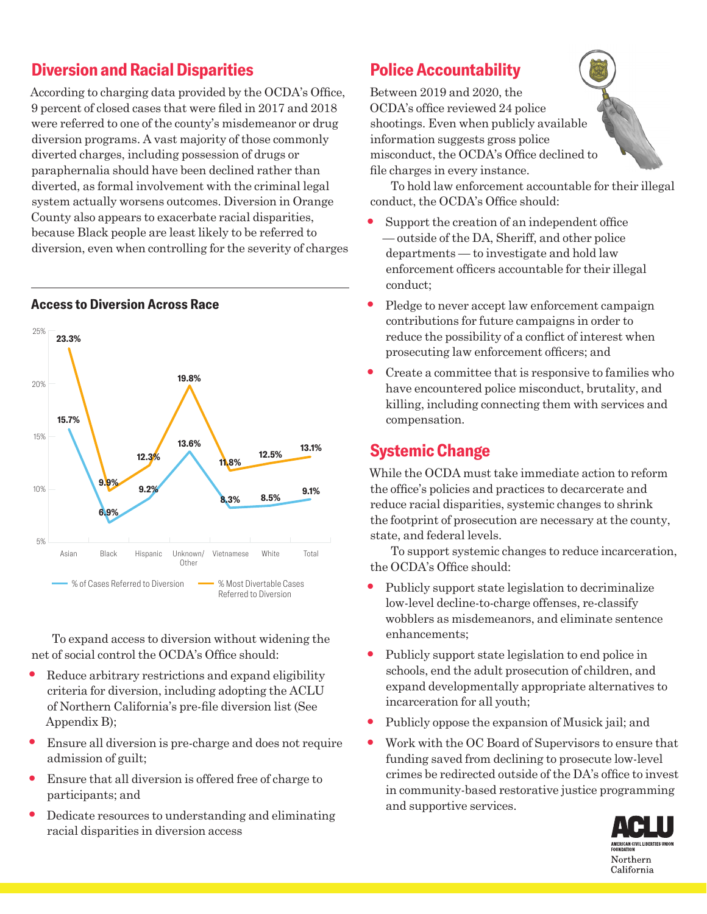## Diversion and Racial Disparities

According to charging data provided by the OCDA's Office, 9 percent of closed cases that were filed in 2017 and 2018 were referred to one of the county's misdemeanor or drug diversion programs. A vast majority of those commonly diverted charges, including possession of drugs or paraphernalia should have been declined rather than diverted, as formal involvement with the criminal legal system actually worsens outcomes. Diversion in Orange County also appears to exacerbate racial disparities, because Black people are least likely to be referred to diversion, even when controlling for the severity of charges

### Access to Diversion Across Race

25%
20%
15%
10%
5%

Asian, Black, Hispanic, Unknown/Other, Vietnamese, White, Total

% of Cases Referred to Diversion: 15.7%, 6.9%, 9.2%, 13.6%, 8.3%, 8.5%, 9.1%

% Most Divertable Cases Referred to Diversion: 23.3%, 9.9%, 12.3%, 19.8%, 11.8%, 12.5%, 13.1%

To expand access to diversion without widening the net of social control the OCDA's Office should:

- Reduce arbitrary restrictions and expand eligibility criteria for diversion, including adopting the ACLU of Northern California's pre-file diversion list (See Appendix B);
- Ensure all diversion is pre-charge and does not require admission of guilt;
- Ensure that all diversion is offered free of charge to participants; and
- Dedicate resources to understanding and eliminating racial disparities in diversion access

## Police Accountability

Between 2019 and 2020, the OCDA's office reviewed 24 police shootings. Even when publicly available information suggests gross police misconduct, the OCDA's Office declined to file charges in every instance.

To hold law enforcement accountable for their illegal conduct, the OCDA's Office should:

- Support the creation of an independent office — outside of the DA, Sheriff, and other police departments — to investigate and hold law enforcement officers accountable for their illegal conduct;
- Pledge to never accept law enforcement campaign contributions for future campaigns in order to reduce the possibility of a conflict of interest when prosecuting law enforcement officers; and
- Create a committee that is responsive to families who have encountered police misconduct, brutality, and killing, including connecting them with services and compensation.

## Systemic Change

While the OCDA must take immediate action to reform the office's policies and practices to decarcerate and reduce racial disparities, systemic changes to shrink the footprint of prosecution are necessary at the county, state, and federal levels.

To support systemic changes to reduce incarceration, the OCDA's Office should:

- Publicly support state legislation to decriminalize low-level decline-to-charge offenses, re-classify wobblers as misdemeanors, and eliminate sentence enhancements;
- Publicly support state legislation to end police in schools, end the adult prosecution of children, and expand developmentally appropriate alternatives to incarceration for all youth;
- Publicly oppose the expansion of Musick jail; and
- Work with the OC Board of Supervisors to ensure that funding saved from declining to prosecute low-level crimes be redirected outside of the DA's office to invest in community-based restorative justice programming and supportive services.

ACLU
AMERICAN CIVIL LIBERTIES UNION FOUNDATION
Northern California